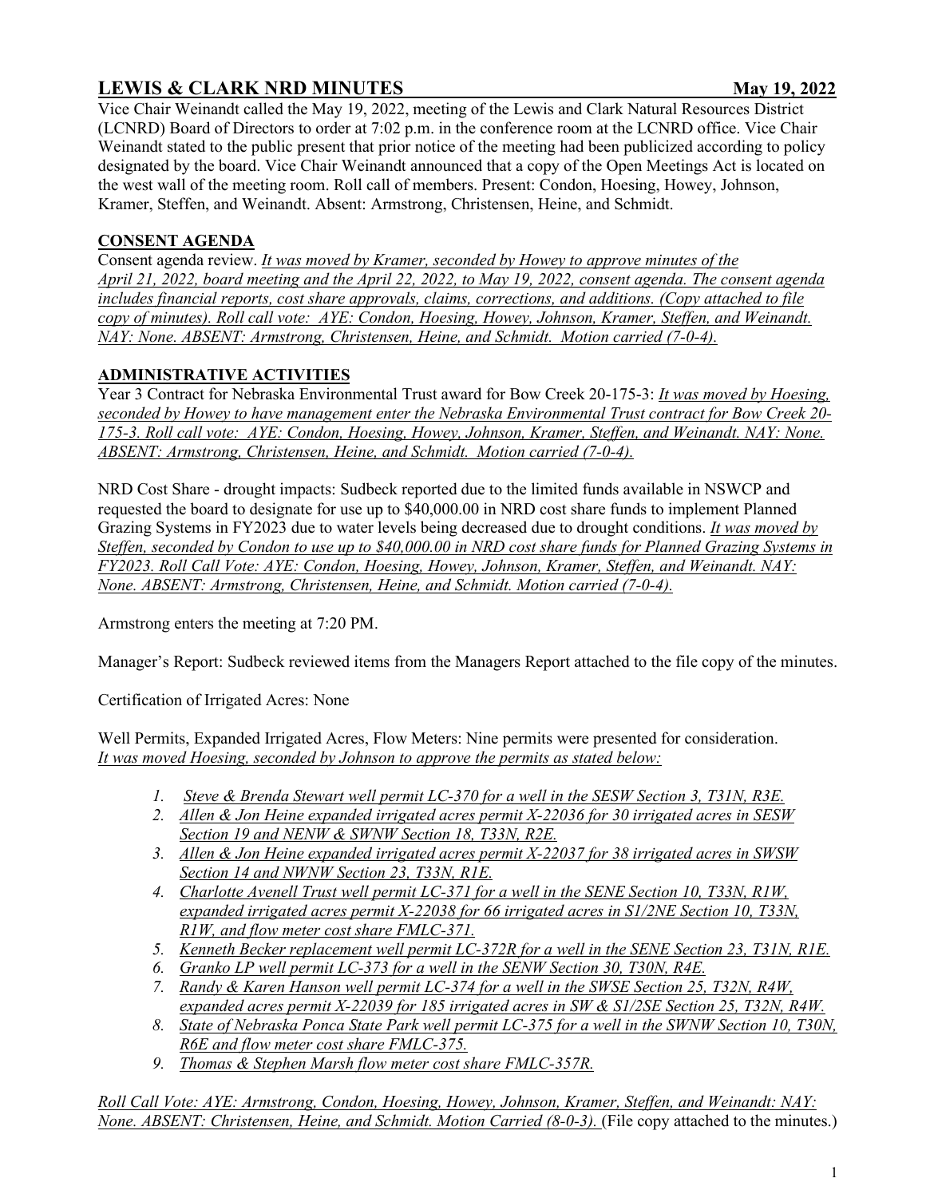# LEWIS & CLARK NRD MINUTES May 19, 2022

Vice Chair Weinandt called the May 19, 2022, meeting of the Lewis and Clark Natural Resources District (LCNRD) Board of Directors to order at 7:02 p.m. in the conference room at the LCNRD office. Vice Chair Weinandt stated to the public present that prior notice of the meeting had been publicized according to policy designated by the board. Vice Chair Weinandt announced that a copy of the Open Meetings Act is located on the west wall of the meeting room. Roll call of members. Present: Condon, Hoesing, Howey, Johnson, Kramer, Steffen, and Weinandt. Absent: Armstrong, Christensen, Heine, and Schmidt.

## CONSENT AGENDA

Consent agenda review. *It was moved by Kramer, seconded by Howey to approve minutes of the April 21, 2022, board meeting and the April 22, 2022, to May 19, 2022, consent agenda. The consent agenda includes financial reports, cost share approvals, claims, corrections, and additions. (Copy attached to file copy of minutes). Roll call vote: AYE: Condon, Hoesing, Howey, Johnson, Kramer, Steffen, and Weinandt. NAY: None. ABSENT: Armstrong, Christensen, Heine, and Schmidt. Motion carried (7-0-4).*

## ADMINISTRATIVE ACTIVITIES

Year 3 Contract for Nebraska Environmental Trust award for Bow Creek 20-175-3: *It was moved by Hoesing, seconded by Howey to have management enter the Nebraska Environmental Trust contract for Bow Creek 20-175-3. Roll call vote: AYE: Condon, Hoesing, Howey, Johnson, Kramer, Steffen, and Weinandt. NAY: None. ABSENT: Armstrong, Christensen, Heine, and Schmidt. Motion carried (7-0-4).*

NRD Cost Share - drought impacts: Sudbeck reported due to the limited funds available in NSWCP and requested the board to designate for use up to $40,000.00 in NRD cost share funds to implement Planned Grazing Systems in FY2023 due to water levels being decreased due to drought conditions. *It was moved by Steffen, seconded by Condon to use up to $40,000.00 in NRD cost share funds for Planned Grazing Systems in FY2023. Roll Call Vote: AYE: Condon, Hoesing, Howey, Johnson, Kramer, Steffen, and Weinandt. NAY: None. ABSENT: Armstrong, Christensen, Heine, and Schmidt. Motion carried (7-0-4).*

Armstrong enters the meeting at 7:20 PM.

Manager's Report: Sudbeck reviewed items from the Managers Report attached to the file copy of the minutes.

Certification of Irrigated Acres: None

Well Permits, Expanded Irrigated Acres, Flow Meters: Nine permits were presented for consideration. *It was moved Hoesing, seconded by Johnson to approve the permits as stated below:*

1. *Steve & Brenda Stewart well permit LC-370 for a well in the SESW Section 3, T31N, R3E.*
2. *Allen & Jon Heine expanded irrigated acres permit X-22036 for 30 irrigated acres in SESW Section 19 and NENW & SWNW Section 18, T33N, R2E.*
3. *Allen & Jon Heine expanded irrigated acres permit X-22037 for 38 irrigated acres in SWSW Section 14 and NWNW Section 23, T33N, R1E.*
4. *Charlotte Avenell Trust well permit LC-371 for a well in the SENE Section 10, T33N, R1W, expanded irrigated acres permit X-22038 for 66 irrigated acres in S1/2NE Section 10, T33N, R1W, and flow meter cost share FMLC-371.*
5. *Kenneth Becker replacement well permit LC-372R for a well in the SENE Section 23, T31N, R1E.*
6. *Granko LP well permit LC-373 for a well in the SENW Section 30, T30N, R4E.*
7. *Randy & Karen Hanson well permit LC-374 for a well in the SWSE Section 25, T32N, R4W, expanded acres permit X-22039 for 185 irrigated acres in SW & S1/2SE Section 25, T32N, R4W.*
8. *State of Nebraska Ponca State Park well permit LC-375 for a well in the SWNW Section 10, T30N, R6E and flow meter cost share FMLC-375.*
9. *Thomas & Stephen Marsh flow meter cost share FMLC-357R.*

*Roll Call Vote: AYE: Armstrong, Condon, Hoesing, Howey, Johnson, Kramer, Steffen, and Weinandt: NAY: None. ABSENT: Christensen, Heine, and Schmidt. Motion Carried (8-0-3).* (File copy attached to the minutes.)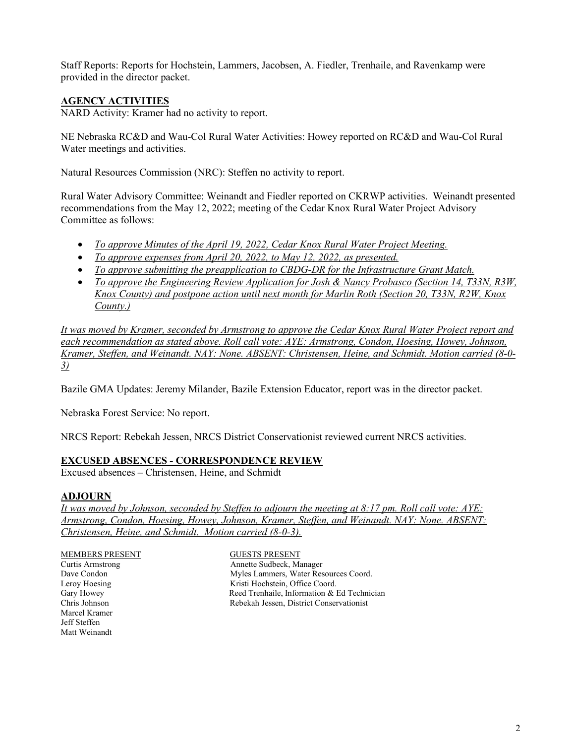Staff Reports: Reports for Hochstein, Lammers, Jacobsen, A. Fiedler, Trenhaile, and Ravenkamp were provided in the director packet.

## AGENCY ACTIVITIES

NARD Activity: Kramer had no activity to report.

NE Nebraska RC&D and Wau-Col Rural Water Activities: Howey reported on RC&D and Wau-Col Rural Water meetings and activities.

Natural Resources Commission (NRC): Steffen no activity to report.

Rural Water Advisory Committee: Weinandt and Fiedler reported on CKRWP activities. Weinandt presented recommendations from the May 12, 2022; meeting of the Cedar Knox Rural Water Project Advisory Committee as follows:

- *To approve Minutes of the April 19, 2022, Cedar Knox Rural Water Project Meeting.*
- *To approve expenses from April 20, 2022, to May 12, 2022, as presented.*
- *To approve submitting the preapplication to CBDG-DR for the Infrastructure Grant Match.*
- *To approve the Engineering Review Application for Josh & Nancy Probasco (Section 14, T33N, R3W, Knox County) and postpone action until next month for Marlin Roth (Section 20, T33N, R2W, Knox County.)*

*It was moved by Kramer, seconded by Armstrong to approve the Cedar Knox Rural Water Project report and each recommendation as stated above. Roll call vote: AYE: Armstrong, Condon, Hoesing, Howey, Johnson, Kramer, Steffen, and Weinandt. NAY: None. ABSENT: Christensen, Heine, and Schmidt. Motion carried (8-0-3)*

Bazile GMA Updates: Jeremy Milander, Bazile Extension Educator, report was in the director packet.

Nebraska Forest Service: No report.

NRCS Report: Rebekah Jessen, NRCS District Conservationist reviewed current NRCS activities.

## EXCUSED ABSENCES - CORRESPONDENCE REVIEW

Excused absences – Christensen, Heine, and Schmidt

## ADJOURN

*It was moved by Johnson, seconded by Steffen to adjourn the meeting at 8:17 pm. Roll call vote: AYE: Armstrong, Condon, Hoesing, Howey, Johnson, Kramer, Steffen, and Weinandt. NAY: None. ABSENT: Christensen, Heine, and Schmidt. Motion carried (8-0-3).*

| MEMBERS PRESENT | GUESTS PRESENT |
|---|---|
| Curtis Armstrong | Annette Sudbeck, Manager |
| Dave Condon | Myles Lammers, Water Resources Coord. |
| Leroy Hoesing | Kristi Hochstein, Office Coord. |
| Gary Howey | Reed Trenhaile, Information & Ed Technician |
| Chris Johnson | Rebekah Jessen, District Conservationist |
| Marcel Kramer | |
| Jeff Steffen | |
| Matt Weinandt | |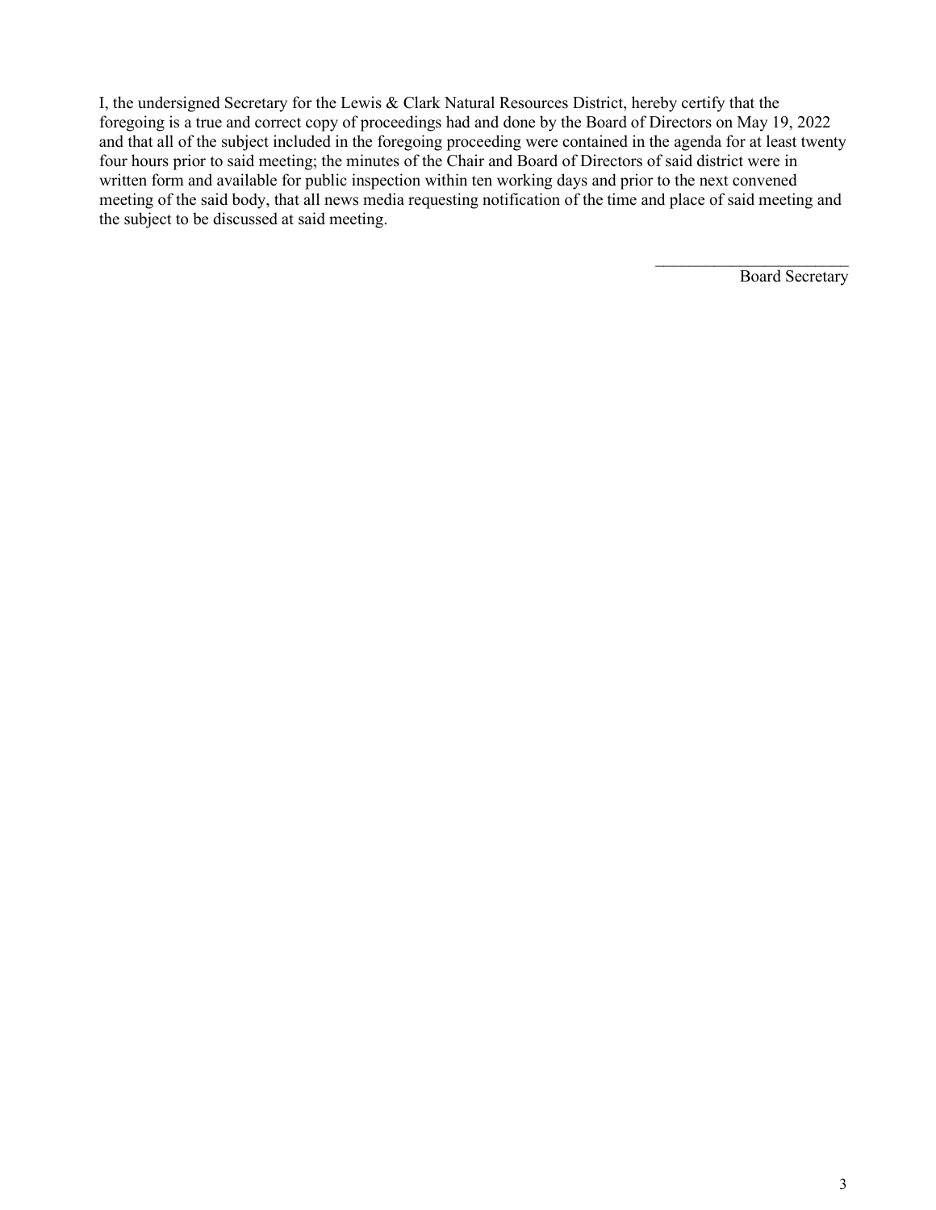I, the undersigned Secretary for the Lewis & Clark Natural Resources District, hereby certify that the foregoing is a true and correct copy of proceedings had and done by the Board of Directors on May 19, 2022 and that all of the subject included in the foregoing proceeding were contained in the agenda for at least twenty four hours prior to said meeting; the minutes of the Chair and Board of Directors of said district were in written form and available for public inspection within ten working days and prior to the next convened meeting of the said body, that all news media requesting notification of the time and place of said meeting and the subject to be discussed at said meeting.

\_\_\_\_\_\_\_\_\_\_\_\_\_\_\_\_\_\_\_\_\_\_\_\_

Board Secretary